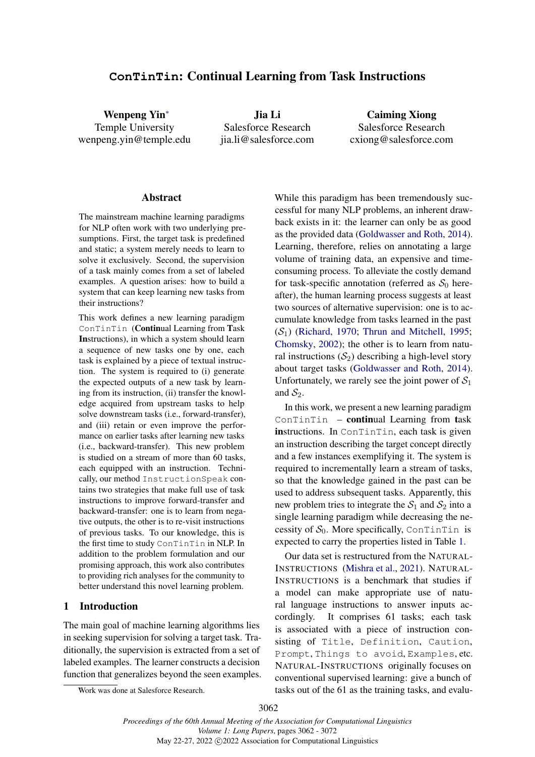# ConTinTin: Continual Learning from Task Instructions

**Wenpeng Yin**[*]
Temple University
wenpeng.yin@temple.edu

**Jia Li**
Salesforce Research
jia.li@salesforce.com

**Caiming Xiong**
Salesforce Research
cxiong@salesforce.com

## Abstract

The mainstream machine learning paradigms for NLP often work with two underlying presumptions. First, the target task is predefined and static; a system merely needs to learn to solve it exclusively. Second, the supervision of a task mainly comes from a set of labeled examples. A question arises: how to build a system that can keep learning new tasks from their instructions?

This work defines a new learning paradigm `ConTinTin` (**Contin**ual Learning from **T**ask **In**structions), in which a system should learn a sequence of new tasks one by one, each task is explained by a piece of textual instruction. The system is required to (i) generate the expected outputs of a new task by learning from its instruction, (ii) transfer the knowledge acquired from upstream tasks to help solve downstream tasks (i.e., forward-transfer), and (iii) retain or even improve the performance on earlier tasks after learning new tasks (i.e., backward-transfer). This new problem is studied on a stream of more than 60 tasks, each equipped with an instruction. Technically, our method `InstructionSpeak` contains two strategies that make full use of task instructions to improve forward-transfer and backward-transfer: one is to learn from negative outputs, the other is to re-visit instructions of previous tasks. To our knowledge, this is the first time to study `ConTinTin` in NLP. In addition to the problem formulation and our promising approach, this work also contributes to providing rich analyses for the community to better understand this novel learning problem.

## 1 Introduction

The main goal of machine learning algorithms lies in seeking supervision for solving a target task. Traditionally, the supervision is extracted from a set of labeled examples. The learner constructs a decision function that generalizes beyond the seen examples. While this paradigm has been tremendously successful for many NLP problems, an inherent drawback exists in it: the learner can only be as good as the provided data (Goldwasser and Roth, 2014). Learning, therefore, relies on annotating a large volume of training data, an expensive and time-consuming process. To alleviate the costly demand for task-specific annotation (referred as $\mathcal{S}_0$ hereafter), the human learning process suggests at least two sources of alternative supervision: one is to accumulate knowledge from tasks learned in the past ($\mathcal{S}_1$) (Richard, 1970; Thrun and Mitchell, 1995; Chomsky, 2002); the other is to learn from natural instructions ($\mathcal{S}_2$) describing a high-level story about target tasks (Goldwasser and Roth, 2014). Unfortunately, we rarely see the joint power of $\mathcal{S}_1$ and $\mathcal{S}_2$.

In this work, we present a new learning paradigm `ConTinTin` – **contin**ual Learning from **t**ask **in**structions. In `ConTinTin`, each task is given an instruction describing the target concept directly and a few instances exemplifying it. The system is required to incrementally learn a stream of tasks, so that the knowledge gained in the past can be used to address subsequent tasks. Apparently, this new problem tries to integrate the $\mathcal{S}_1$ and $\mathcal{S}_2$ into a single learning paradigm while decreasing the necessity of $\mathcal{S}_0$. More specifically, `ConTinTin` is expected to carry the properties listed in Table 1.

Our data set is restructured from the NATURAL-INSTRUCTIONS (Mishra et al., 2021). NATURAL-INSTRUCTIONS is a benchmark that studies if a model can make appropriate use of natural language instructions to answer inputs accordingly. It comprises 61 tasks; each task is associated with a piece of instruction consisting of `Title`, `Definition`, `Caution`, `Prompt`, `Things to avoid`, `Examples`, etc. NATURAL-INSTRUCTIONS originally focuses on conventional supervised learning: give a bunch of tasks out of the 61 as the training tasks, and evalu-

[*] Work was done at Salesforce Research.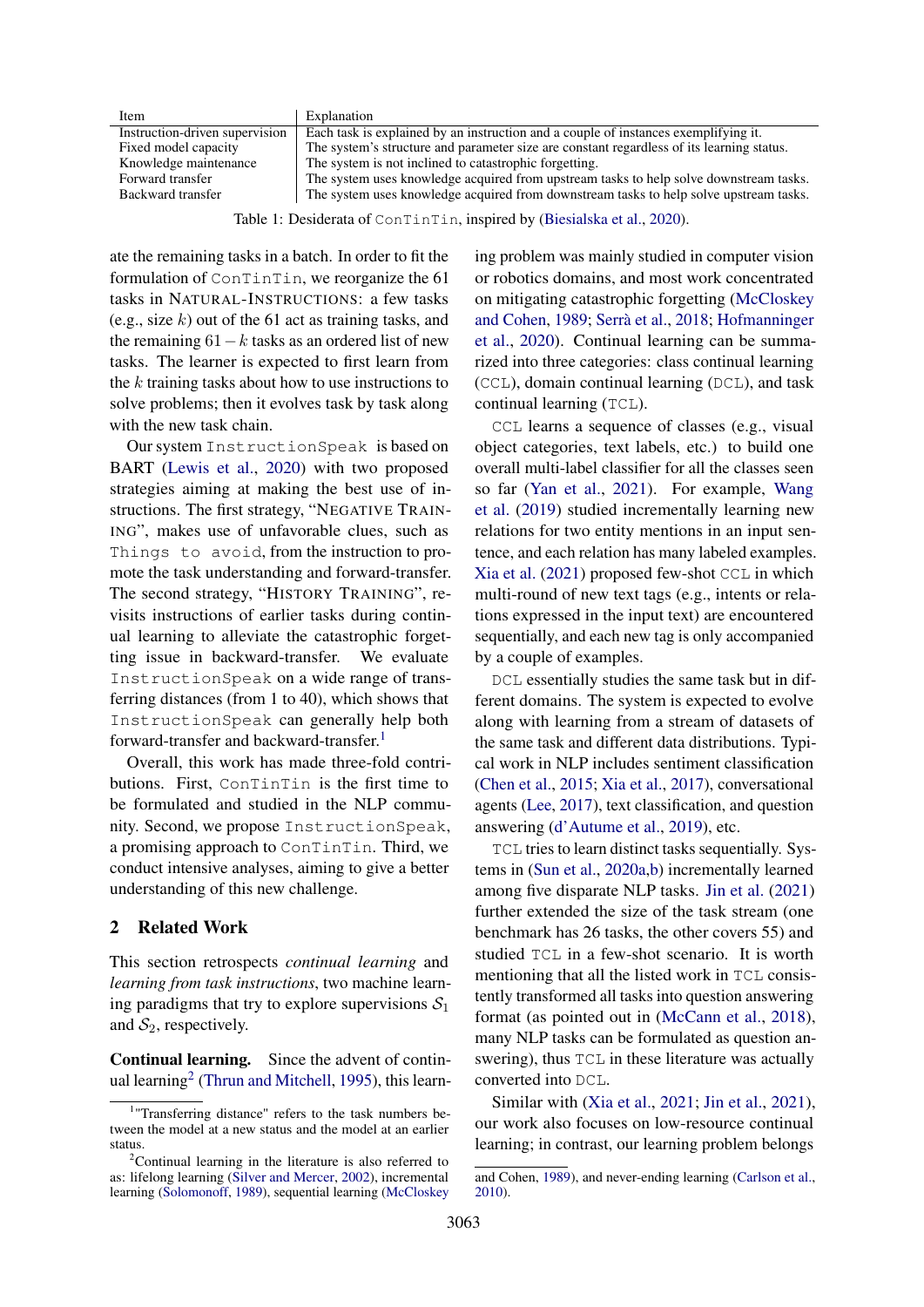| Item | Explanation |
|---|---|
| Instruction-driven supervision | Each task is explained by an instruction and a couple of instances exemplifying it. |
| Fixed model capacity | The system's structure and parameter size are constant regardless of its learning status. |
| Knowledge maintenance | The system is not inclined to catastrophic forgetting. |
| Forward transfer | The system uses knowledge acquired from upstream tasks to help solve downstream tasks. |
| Backward transfer | The system uses knowledge acquired from downstream tasks to help solve upstream tasks. |

Table 1: Desiderata of ConTinTin, inspired by (Biesialska et al., 2020).

ate the remaining tasks in a batch. In order to fit the formulation of ConTinTin, we reorganize the 61 tasks in NATURAL-INSTRUCTIONS: a few tasks (e.g., size $k$) out of the 61 act as training tasks, and the remaining $61-k$ tasks as an ordered list of new tasks. The learner is expected to first learn from the $k$ training tasks about how to use instructions to solve problems; then it evolves task by task along with the new task chain.

Our system InstructionSpeak is based on BART (Lewis et al., 2020) with two proposed strategies aiming at making the best use of instructions. The first strategy, "NEGATIVE TRAINING", makes use of unfavorable clues, such as Things to avoid, from the instruction to promote the task understanding and forward-transfer. The second strategy, "HISTORY TRAINING", revisits instructions of earlier tasks during continual learning to alleviate the catastrophic forgetting issue in backward-transfer. We evaluate InstructionSpeak on a wide range of transferring distances (from 1 to 40), which shows that InstructionSpeak can generally help both forward-transfer and backward-transfer.[1]

Overall, this work has made three-fold contributions. First, ConTinTin is the first time to be formulated and studied in the NLP community. Second, we propose InstructionSpeak, a promising approach to ConTinTin. Third, we conduct intensive analyses, aiming to give a better understanding of this new challenge.

## 2 Related Work

This section retrospects *continual learning* and *learning from task instructions*, two machine learning paradigms that try to explore supervisions $\mathcal{S}_1$ and $\mathcal{S}_2$, respectively.

**Continual learning.** Since the advent of continual learning[2] (Thrun and Mitchell, 1995), this learning problem was mainly studied in computer vision or robotics domains, and most work concentrated on mitigating catastrophic forgetting (McCloskey and Cohen, 1989; Serrà et al., 2018; Hofmanninger et al., 2020). Continual learning can be summarized into three categories: class continual learning (CCL), domain continual learning (DCL), and task continual learning (TCL).

CCL learns a sequence of classes (e.g., visual object categories, text labels, etc.) to build one overall multi-label classifier for all the classes seen so far (Yan et al., 2021). For example, Wang et al. (2019) studied incrementally learning new relations for two entity mentions in an input sentence, and each relation has many labeled examples. Xia et al. (2021) proposed few-shot CCL in which multi-round of new text tags (e.g., intents or relations expressed in the input text) are encountered sequentially, and each new tag is only accompanied by a couple of examples.

DCL essentially studies the same task but in different domains. The system is expected to evolve along with learning from a stream of datasets of the same task and different data distributions. Typical work in NLP includes sentiment classification (Chen et al., 2015; Xia et al., 2017), conversational agents (Lee, 2017), text classification, and question answering (d'Autume et al., 2019), etc.

TCL tries to learn distinct tasks sequentially. Systems in (Sun et al., 2020a,b) incrementally learned among five disparate NLP tasks. Jin et al. (2021) further extended the size of the task stream (one benchmark has 26 tasks, the other covers 55) and studied TCL in a few-shot scenario. It is worth mentioning that all the listed work in TCL consistently transformed all tasks into question answering format (as pointed out in (McCann et al., 2018), many NLP tasks can be formulated as question answering), thus TCL in these literature was actually converted into DCL.

Similar with (Xia et al., 2021; Jin et al., 2021), our work also focuses on low-resource continual learning; in contrast, our learning problem belongs

[1] "Transferring distance" refers to the task numbers between the model at a new status and the model at an earlier status.

[2] Continual learning in the literature is also referred to as: lifelong learning (Silver and Mercer, 2002), incremental learning (Solomonoff, 1989), sequential learning (McCloskey and Cohen, 1989), and never-ending learning (Carlson et al., 2010).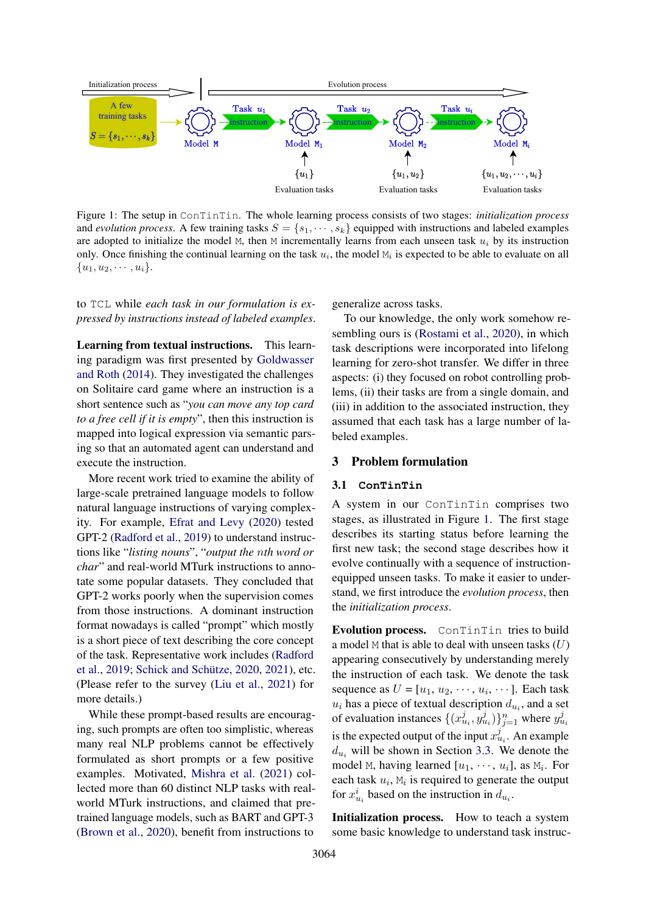Figure 1: The setup in ConTinTin. The whole learning process consists of two stages: *initialization process* and *evolution process*. A few training tasks $S = \{s_1, \cdots, s_k\}$ equipped with instructions and labeled examples are adopted to initialize the model M, then M incrementally learns from each unseen task $u_i$ by its instruction only. Once finishing the continual learning on the task $u_i$, the model $\texttt{M}_i$ is expected to be able to evaluate on all $\{u_1, u_2, \cdots, u_i\}$.

to TCL while *each task in our formulation is expressed by instructions instead of labeled examples*.

**Learning from textual instructions.** This learning paradigm was first presented by Goldwasser and Roth (2014). They investigated the challenges on Solitaire card game where an instruction is a short sentence such as "*you can move any top card to a free cell if it is empty*", then this instruction is mapped into logical expression via semantic parsing so that an automated agent can understand and execute the instruction.

More recent work tried to examine the ability of large-scale pretrained language models to follow natural language instructions of varying complexity. For example, Efrat and Levy (2020) tested GPT-2 (Radford et al., 2019) to understand instructions like "*listing nouns*", "*output the nth word or char*" and real-world MTurk instructions to annotate some popular datasets. They concluded that GPT-2 works poorly when the supervision comes from those instructions. A dominant instruction format nowadays is called "prompt" which mostly is a short piece of text describing the core concept of the task. Representative work includes (Radford et al., 2019; Schick and Schütze, 2020, 2021), etc. (Please refer to the survey (Liu et al., 2021) for more details.)

While these prompt-based results are encouraging, such prompts are often too simplistic, whereas many real NLP problems cannot be effectively formulated as short prompts or a few positive examples. Motivated, Mishra et al. (2021) collected more than 60 distinct NLP tasks with real-world MTurk instructions, and claimed that pretrained language models, such as BART and GPT-3 (Brown et al., 2020), benefit from instructions to generalize across tasks.

To our knowledge, the only work somehow resembling ours is (Rostami et al., 2020), in which task descriptions were incorporated into lifelong learning for zero-shot transfer. We differ in three aspects: (i) they focused on robot controlling problems, (ii) their tasks are from a single domain, and (iii) in addition to the associated instruction, they assumed that each task has a large number of labeled examples.

## 3 Problem formulation

### 3.1 ConTinTin

A system in our ConTinTin comprises two stages, as illustrated in Figure 1. The first stage describes its starting status before learning the first new task; the second stage describes how it evolve continually with a sequence of instruction-equipped unseen tasks. To make it easier to understand, we first introduce the *evolution process*, then the *initialization process*.

**Evolution process.** ConTinTin tries to build a model M that is able to deal with unseen tasks ($U$) appearing consecutively by understanding merely the instruction of each task. We denote the task sequence as $U = [u_1, u_2, \cdots, u_i, \cdots]$. Each task $u_i$ has a piece of textual description $d_{u_i}$, and a set of evaluation instances $\{(x^j_{u_i}, y^j_{u_i})\}^n_{j=1}$ where $y^j_{u_i}$ is the expected output of the input $x^j_{u_i}$. An example $d_{u_i}$ will be shown in Section 3.3. We denote the model M, having learned $[u_1, \cdots, u_i]$, as $\texttt{M}_i$. For each task $u_i$, $\texttt{M}_i$ is required to generate the output for $x^i_{u_i}$ based on the instruction in $d_{u_i}$.

**Initialization process.** How to teach a system some basic knowledge to understand task instruc-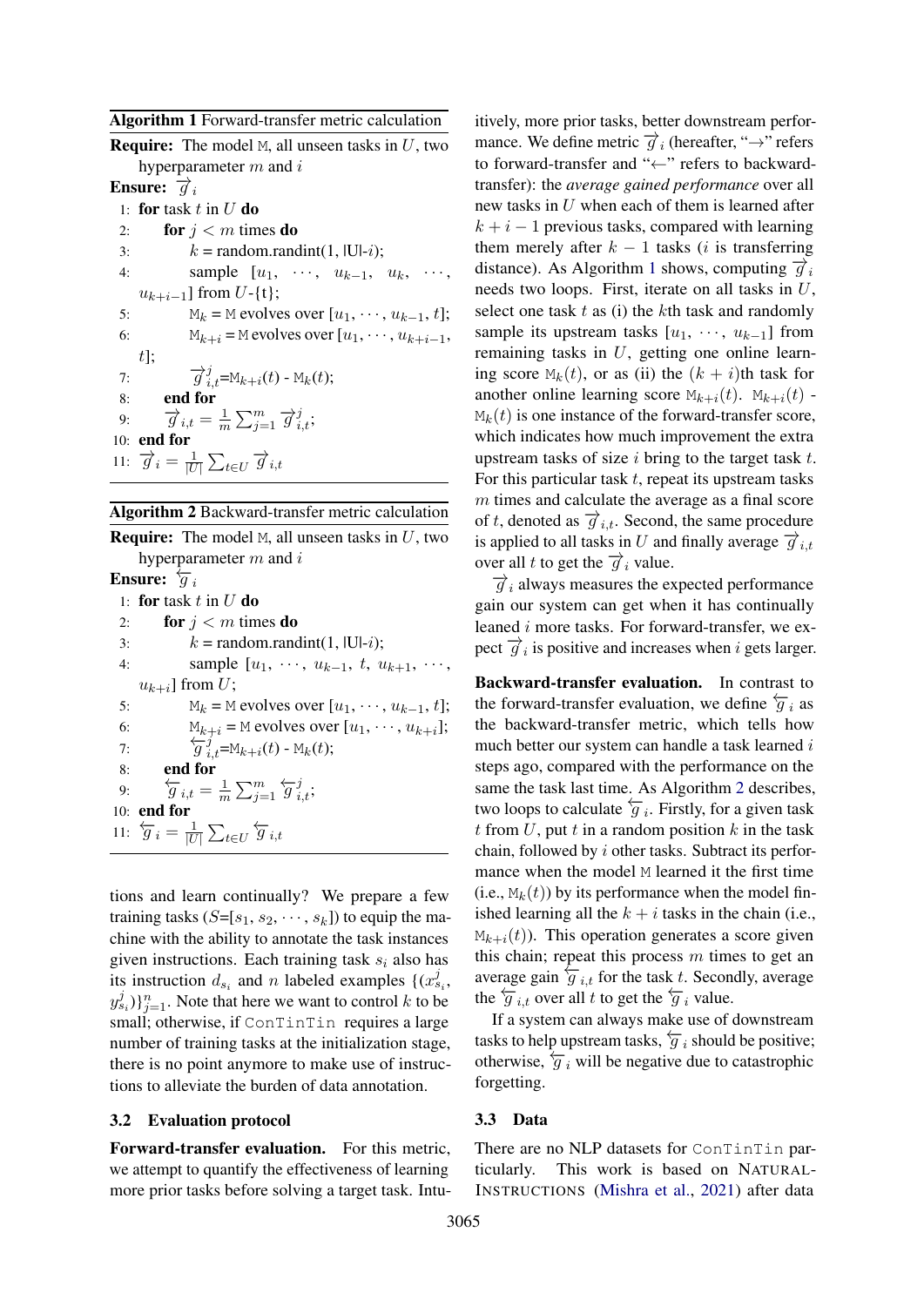**Algorithm 1** Forward-transfer metric calculation

**Require:** The model M, all unseen tasks in $U$, two hyperparameter $m$ and $i$

**Ensure:** $\overrightarrow{g}_i$

1: **for** task $t$ in $U$ **do**
2: &nbsp;&nbsp;&nbsp;&nbsp;**for** $j < m$ times **do**
3: &nbsp;&nbsp;&nbsp;&nbsp;&nbsp;&nbsp;&nbsp;&nbsp;$k$ = random.randint(1, |U|-$i$);
4: &nbsp;&nbsp;&nbsp;&nbsp;&nbsp;&nbsp;&nbsp;&nbsp;sample $[u_1, \cdots, u_{k-1}, u_k, \cdots, u_{k+i-1}]$ from $U$-{t};
5: &nbsp;&nbsp;&nbsp;&nbsp;&nbsp;&nbsp;&nbsp;&nbsp;$\mathtt{M}_k$ = M evolves over $[u_1, \cdots, u_{k-1}, t]$;
6: &nbsp;&nbsp;&nbsp;&nbsp;&nbsp;&nbsp;&nbsp;&nbsp;$\mathtt{M}_{k+i}$ = M evolves over $[u_1, \cdots, u_{k+i-1}, t]$;
7: &nbsp;&nbsp;&nbsp;&nbsp;&nbsp;&nbsp;&nbsp;&nbsp;$\overrightarrow{g}^j_{i,t}$=$\mathtt{M}_{k+i}(t)$ - $\mathtt{M}_k(t)$;
8: &nbsp;&nbsp;&nbsp;&nbsp;**end for**
9: &nbsp;&nbsp;&nbsp;&nbsp;$\overrightarrow{g}_{i,t} = \frac{1}{m}\sum_{j=1}^{m}\overrightarrow{g}^j_{i,t}$;
10: **end for**
11: $\overrightarrow{g}_i = \frac{1}{|U|}\sum_{t\in U}\overrightarrow{g}_{i,t}$

**Algorithm 2** Backward-transfer metric calculation

**Require:** The model M, all unseen tasks in $U$, two hyperparameter $m$ and $i$

**Ensure:** $\overleftarrow{g}_i$

1: **for** task $t$ in $U$ **do**
2: &nbsp;&nbsp;&nbsp;&nbsp;**for** $j < m$ times **do**
3: &nbsp;&nbsp;&nbsp;&nbsp;&nbsp;&nbsp;&nbsp;&nbsp;$k$ = random.randint(1, |U|-$i$);
4: &nbsp;&nbsp;&nbsp;&nbsp;&nbsp;&nbsp;&nbsp;&nbsp;sample $[u_1, \cdots, u_{k-1}, t, u_{k+1}, \cdots, u_{k+i}]$ from $U$;
5: &nbsp;&nbsp;&nbsp;&nbsp;&nbsp;&nbsp;&nbsp;&nbsp;$\mathtt{M}_k$ = M evolves over $[u_1, \cdots, u_{k-1}, t]$;
6: &nbsp;&nbsp;&nbsp;&nbsp;&nbsp;&nbsp;&nbsp;&nbsp;$\mathtt{M}_{k+i}$ = M evolves over $[u_1, \cdots, u_{k+i}]$;
7: &nbsp;&nbsp;&nbsp;&nbsp;&nbsp;&nbsp;&nbsp;&nbsp;$\overleftarrow{g}^j_{i,t}$=$\mathtt{M}_{k+i}(t)$ - $\mathtt{M}_k(t)$;
8: &nbsp;&nbsp;&nbsp;&nbsp;**end for**
9: &nbsp;&nbsp;&nbsp;&nbsp;$\overleftarrow{g}_{i,t} = \frac{1}{m}\sum_{j=1}^{m}\overleftarrow{g}^j_{i,t}$;
10: **end for**
11: $\overleftarrow{g}_i = \frac{1}{|U|}\sum_{t\in U}\overleftarrow{g}_{i,t}$

tions and learn continually? We prepare a few training tasks ($S$=[$s_1$, $s_2$, $\cdots$, $s_k$]) to equip the machine with the ability to annotate the task instances given instructions. Each training task $s_i$ also has its instruction $d_{s_i}$ and $n$ labeled examples $\{(x^j_{s_i}, y^j_{s_i})\}^n_{j=1}$. Note that here we want to control $k$ to be small; otherwise, if ConTinTin requires a large number of training tasks at the initialization stage, there is no point anymore to make use of instructions to alleviate the burden of data annotation.

### 3.2 Evaluation protocol

**Forward-transfer evaluation.** For this metric, we attempt to quantify the effectiveness of learning more prior tasks before solving a target task. Intuitively, more prior tasks, better downstream performance. We define metric $\overrightarrow{g}_i$ (hereafter, "→" refers to forward-transfer and "←" refers to backward-transfer): the *average gained performance* over all new tasks in $U$ when each of them is learned after $k + i - 1$ previous tasks, compared with learning them merely after $k - 1$ tasks ($i$ is transferring distance). As Algorithm 1 shows, computing $\overrightarrow{g}_i$ needs two loops. First, iterate on all tasks in $U$, select one task $t$ as (i) the $k$th task and randomly sample its upstream tasks $[u_1, \cdots, u_{k-1}]$ from remaining tasks in $U$, getting one online learning score $\mathtt{M}_k(t)$, or as (ii) the $(k + i)$th task for another online learning score $\mathtt{M}_{k+i}(t)$. $\mathtt{M}_{k+i}(t)$ - $\mathtt{M}_k(t)$ is one instance of the forward-transfer score, which indicates how much improvement the extra upstream tasks of size $i$ bring to the target task $t$. For this particular task $t$, repeat its upstream tasks $m$ times and calculate the average as a final score of $t$, denoted as $\overrightarrow{g}_{i,t}$. Second, the same procedure is applied to all tasks in $U$ and finally average $\overrightarrow{g}_{i,t}$ over all $t$ to get the $\overrightarrow{g}_i$ value.

$\overrightarrow{g}_i$ always measures the expected performance gain our system can get when it has continually leaned $i$ more tasks. For forward-transfer, we expect $\overrightarrow{g}_i$ is positive and increases when $i$ gets larger.

**Backward-transfer evaluation.** In contrast to the forward-transfer evaluation, we define $\overleftarrow{g}_i$ as the backward-transfer metric, which tells how much better our system can handle a task learned $i$ steps ago, compared with the performance on the same the task last time. As Algorithm 2 describes, two loops to calculate $\overleftarrow{g}_i$. Firstly, for a given task $t$ from $U$, put $t$ in a random position $k$ in the task chain, followed by $i$ other tasks. Subtract its performance when the model M learned it the first time (i.e., $\mathtt{M}_k(t)$) by its performance when the model finished learning all the $k + i$ tasks in the chain (i.e., $\mathtt{M}_{k+i}(t)$). This operation generates a score given this chain; repeat this process $m$ times to get an average gain $\overleftarrow{g}_{i,t}$ for the task $t$. Secondly, average the $\overleftarrow{g}_{i,t}$ over all $t$ to get the $\overleftarrow{g}_i$ value.

If a system can always make use of downstream tasks to help upstream tasks, $\overleftarrow{g}_i$ should be positive; otherwise, $\overleftarrow{g}_i$ will be negative due to catastrophic forgetting.

### 3.3 Data

There are no NLP datasets for ConTinTin particularly. This work is based on NATURAL-INSTRUCTIONS (Mishra et al., 2021) after data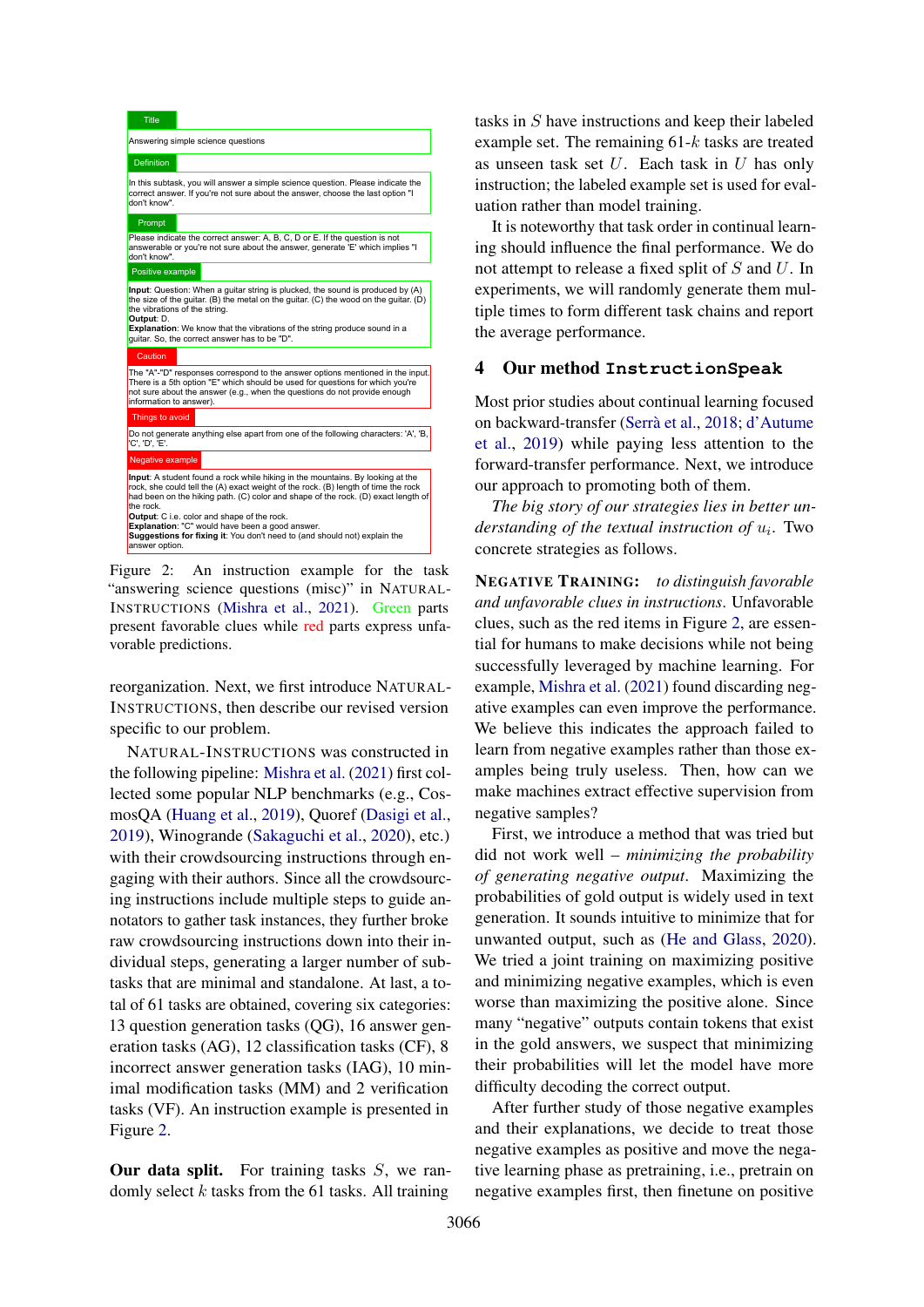Title

Answering simple science questions

Definition

In this subtask, you will answer a simple science question. Please indicate the correct answer. If you're not sure about the answer, choose the last option "I don't know".

Prompt

Please indicate the correct answer: A, B, C, D or E. If the question is not answerable or you're not sure about the answer, generate 'E' which implies "I don't know".

Positive example

**Input**: Question: When a guitar string is plucked, the sound is produced by (A) the size of the guitar. (B) the metal on the guitar. (C) the wood on the guitar. (D) the vibrations of the string.
**Output**: D.
**Explanation**: We know that the vibrations of the string produce sound in a guitar. So, the correct answer has to be "D".

Caution

The "A"-"D" responses correspond to the answer options mentioned in the input. There is a 5th option "E" which should be used for questions for which you're not sure about the answer (e.g., when the questions do not provide enough information to answer).

Things to avoid

Do not generate anything else apart from one of the following characters: 'A', 'B, 'C', 'D', 'E'.

Negative example

**Input**: A student found a rock while hiking in the mountains. By looking at the rock, she could tell the (A) exact weight of the rock. (B) length of time the rock had been on the hiking path. (C) color and shape of the rock. (D) exact length of the rock.
**Output**: C i.e. color and shape of the rock.
**Explanation**: "C" would have been a good answer.
**Suggestions for fixing it**: You don't need to (and should not) explain the answer option.

Figure 2: An instruction example for the task "answering science questions (misc)" in NATURAL-INSTRUCTIONS (Mishra et al., 2021). Green parts present favorable clues while red parts express unfavorable predictions.

reorganization. Next, we first introduce NATURAL-INSTRUCTIONS, then describe our revised version specific to our problem.

NATURAL-INSTRUCTIONS was constructed in the following pipeline: Mishra et al. (2021) first collected some popular NLP benchmarks (e.g., CosmosQA (Huang et al., 2019), Quoref (Dasigi et al., 2019), Winogrande (Sakaguchi et al., 2020), etc.) with their crowdsourcing instructions through engaging with their authors. Since all the crowdsourcing instructions include multiple steps to guide annotators to gather task instances, they further broke raw crowdsourcing instructions down into their individual steps, generating a larger number of subtasks that are minimal and standalone. At last, a total of 61 tasks are obtained, covering six categories: 13 question generation tasks (QG), 16 answer generation tasks (AG), 12 classification tasks (CF), 8 incorrect answer generation tasks (IAG), 10 minimal modification tasks (MM) and 2 verification tasks (VF). An instruction example is presented in Figure 2.

**Our data split.** For training tasks $S$, we randomly select $k$ tasks from the 61 tasks. All training tasks in $S$ have instructions and keep their labeled example set. The remaining 61-$k$ tasks are treated as unseen task set $U$. Each task in $U$ has only instruction; the labeled example set is used for evaluation rather than model training.

It is noteworthy that task order in continual learning should influence the final performance. We do not attempt to release a fixed split of $S$ and $U$. In experiments, we will randomly generate them multiple times to form different task chains and report the average performance.

## 4 Our method `InstructionSpeak`

Most prior studies about continual learning focused on backward-transfer (Serrà et al., 2018; d'Autume et al., 2019) while paying less attention to the forward-transfer performance. Next, we introduce our approach to promoting both of them.

*The big story of our strategies lies in better understanding of the textual instruction of $u_i$.* Two concrete strategies as follows.

**NEGATIVE TRAINING:** *to distinguish favorable and unfavorable clues in instructions.* Unfavorable clues, such as the red items in Figure 2, are essential for humans to make decisions while not being successfully leveraged by machine learning. For example, Mishra et al. (2021) found discarding negative examples can even improve the performance. We believe this indicates the approach failed to learn from negative examples rather than those examples being truly useless. Then, how can we make machines extract effective supervision from negative samples?

First, we introduce a method that was tried but did not work well – *minimizing the probability of generating negative output*. Maximizing the probabilities of gold output is widely used in text generation. It sounds intuitive to minimize that for unwanted output, such as (He and Glass, 2020). We tried a joint training on maximizing positive and minimizing negative examples, which is even worse than maximizing the positive alone. Since many "negative" outputs contain tokens that exist in the gold answers, we suspect that minimizing their probabilities will let the model have more difficulty decoding the correct output.

After further study of those negative examples and their explanations, we decide to treat those negative examples as positive and move the negative learning phase as pretraining, i.e., pretrain on negative examples first, then finetune on positive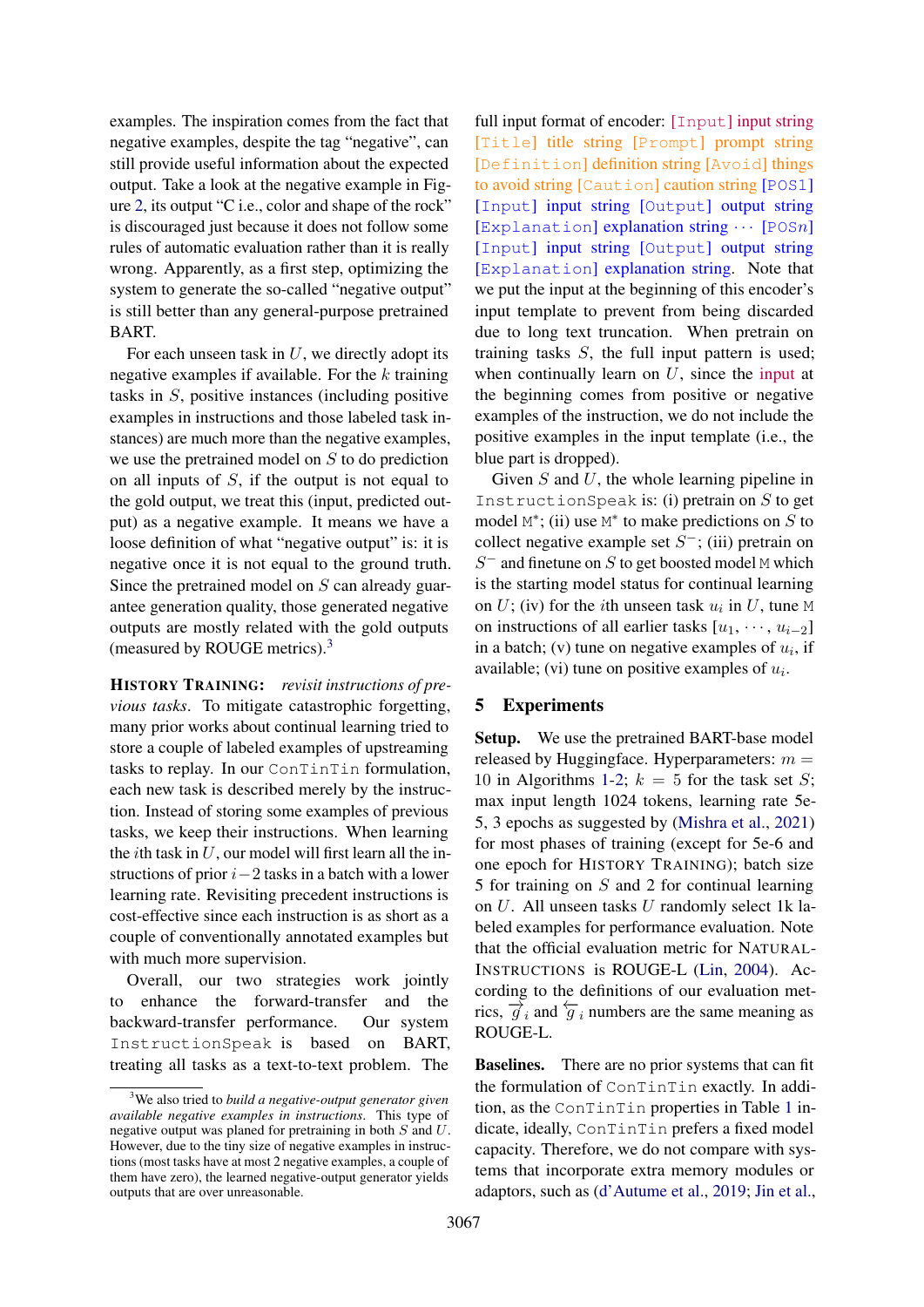examples. The inspiration comes from the fact that negative examples, despite the tag "negative", can still provide useful information about the expected output. Take a look at the negative example in Figure 2, its output "C i.e., color and shape of the rock" is discouraged just because it does not follow some rules of automatic evaluation rather than it is really wrong. Apparently, as a first step, optimizing the system to generate the so-called "negative output" is still better than any general-purpose pretrained BART.

For each unseen task in $U$, we directly adopt its negative examples if available. For the $k$ training tasks in $S$, positive instances (including positive examples in instructions and those labeled task instances) are much more than the negative examples, we use the pretrained model on $S$ to do prediction on all inputs of $S$, if the output is not equal to the gold output, we treat this (input, predicted output) as a negative example. It means we have a loose definition of what "negative output" is: it is negative once it is not equal to the ground truth. Since the pretrained model on $S$ can already guarantee generation quality, those generated negative outputs are mostly related with the gold outputs (measured by ROUGE metrics).[3]

**HISTORY TRAINING:** *revisit instructions of previous tasks*. To mitigate catastrophic forgetting, many prior works about continual learning tried to store a couple of labeled examples of upstreaming tasks to replay. In our ConTinTin formulation, each new task is described merely by the instruction. Instead of storing some examples of previous tasks, we keep their instructions. When learning the $i$th task in $U$, our model will first learn all the instructions of prior $i-2$ tasks in a batch with a lower learning rate. Revisiting precedent instructions is cost-effective since each instruction is as short as a couple of conventionally annotated examples but with much more supervision.

Overall, our two strategies work jointly to enhance the forward-transfer and the backward-transfer performance. Our system InstructionSpeak is based on BART, treating all tasks as a text-to-text problem. The full input format of encoder: [Input] input string [Title] title string [Prompt] prompt string [Definition] definition string [Avoid] things to avoid string [Caution] caution string [POS1] [Input] input string [Output] output string [Explanation] explanation string $\cdots$ [POS$n$] [Input] input string [Output] output string [Explanation] explanation string. Note that we put the input at the beginning of this encoder's input template to prevent from being discarded due to long text truncation. When pretrain on training tasks $S$, the full input pattern is used; when continually learn on $U$, since the input at the beginning comes from positive or negative examples of the instruction, we do not include the positive examples in the input template (i.e., the blue part is dropped).

Given $S$ and $U$, the whole learning pipeline in InstructionSpeak is: (i) pretrain on $S$ to get model $\mathtt{M}^*$; (ii) use $\mathtt{M}^*$ to make predictions on $S$ to collect negative example set $S^-$; (iii) pretrain on $S^-$ and finetune on $S$ to get boosted model $\mathtt{M}$ which is the starting model status for continual learning on $U$; (iv) for the $i$th unseen task $u_i$ in $U$, tune $\mathtt{M}$ on instructions of all earlier tasks $[u_1, \cdots, u_{i-2}]$ in a batch; (v) tune on negative examples of $u_i$, if available; (vi) tune on positive examples of $u_i$.

## 5 Experiments

**Setup.** We use the pretrained BART-base model released by Huggingface. Hyperparameters: $m = 10$ in Algorithms 1-2; $k = 5$ for the task set $S$; max input length 1024 tokens, learning rate 5e-5, 3 epochs as suggested by (Mishra et al., 2021) for most phases of training (except for 5e-6 and one epoch for HISTORY TRAINING); batch size 5 for training on $S$ and 2 for continual learning on $U$. All unseen tasks $U$ randomly select 1k labeled examples for performance evaluation. Note that the official evaluation metric for NATURAL-INSTRUCTIONS is ROUGE-L (Lin, 2004). According to the definitions of our evaluation metrics, $\overrightarrow{g}_i$ and $\overleftarrow{g}_i$ numbers are the same meaning as ROUGE-L.

**Baselines.** There are no prior systems that can fit the formulation of ConTinTin exactly. In addition, as the ConTinTin properties in Table 1 indicate, ideally, ConTinTin prefers a fixed model capacity. Therefore, we do not compare with systems that incorporate extra memory modules or adaptors, such as (d'Autume et al., 2019; Jin et al.,

[3] We also tried to *build a negative-output generator given available negative examples in instructions*. This type of negative output was planed for pretraining in both $S$ and $U$. However, due to the tiny size of negative examples in instructions (most tasks have at most 2 negative examples, a couple of them have zero), the learned negative-output generator yields outputs that are over unreasonable.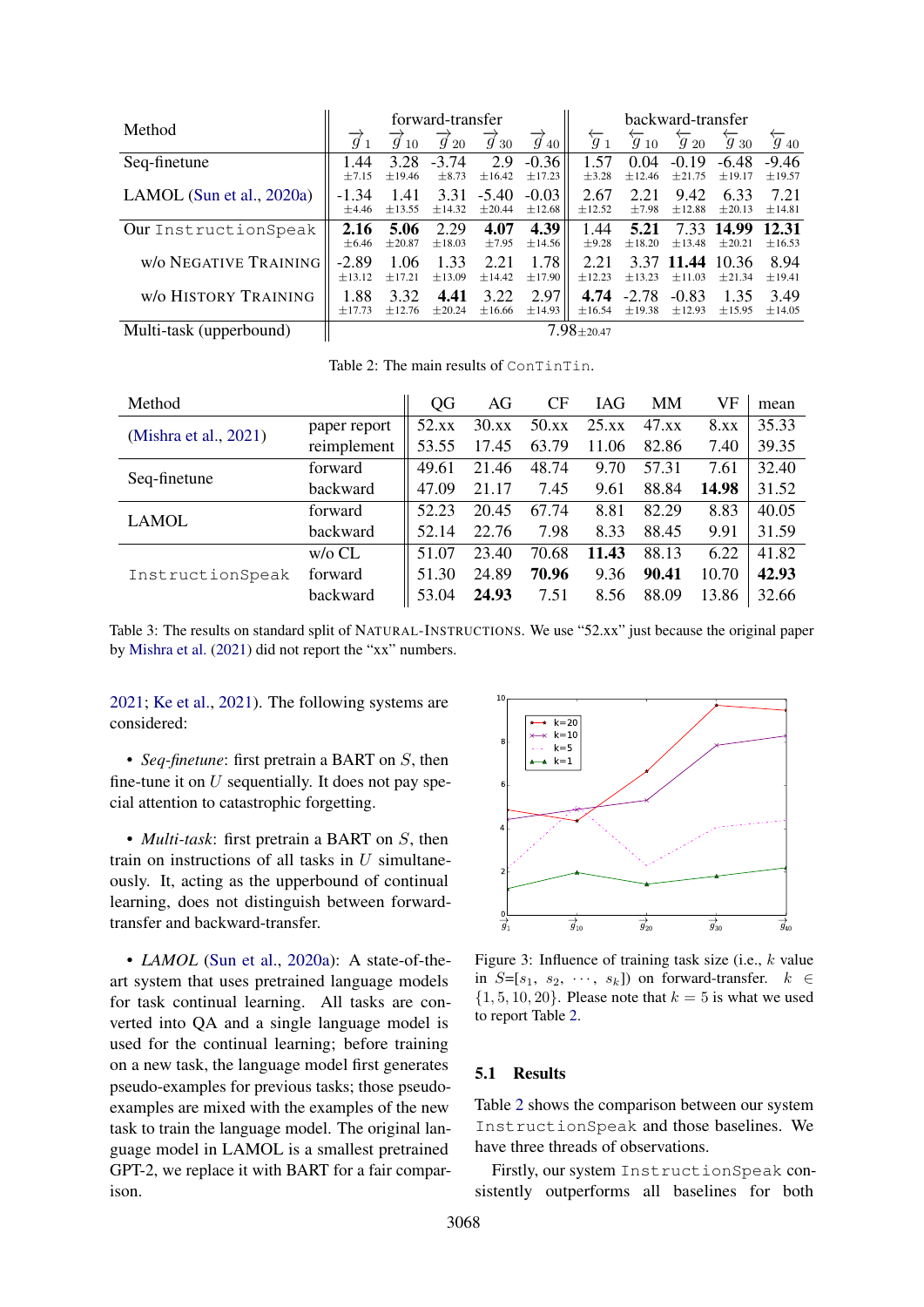| Method | forward-transfer | | | | | backward-transfer | | | | |
|---|---|---|---|---|---|---|---|---|---|---|
| | $\overrightarrow{g}_1$ | $\overrightarrow{g}_{10}$ | $\overrightarrow{g}_{20}$ | $\overrightarrow{g}_{30}$ | $\overrightarrow{g}_{40}$ | $\overleftarrow{g}_1$ | $\overleftarrow{g}_{10}$ | $\overleftarrow{g}_{20}$ | $\overleftarrow{g}_{30}$ | $\overleftarrow{g}_{40}$ |
| Seq-finetune | 1.44 ±7.15 | 3.28 ±19.46 | -3.74 ±8.73 | 2.9 ±16.42 | -0.36 ±17.23 | 1.57 ±3.28 | 0.04 ±12.46 | -0.19 ±21.75 | -6.48 ±19.17 | -9.46 ±19.57 |
| LAMOL (Sun et al., 2020a) | -1.34 ±4.46 | 1.41 ±13.55 | 3.31 ±14.32 | -5.40 ±20.44 | -0.03 ±12.68 | 2.67 ±12.52 | 2.21 ±7.98 | 9.42 ±12.88 | 6.33 ±20.13 | 7.21 ±14.81 |
| Our `InstructionSpeak` | **2.16** ±6.46 | **5.06** ±20.87 | 2.29 ±18.03 | **4.07** ±7.95 | **4.39** ±14.56 | 1.44 ±9.28 | **5.21** ±18.20 | 7.33 ±13.48 | **14.99** ±20.21 | **12.31** ±16.53 |
| w/o NEGATIVE TRAINING | -2.89 ±13.12 | 1.06 ±17.21 | 1.33 ±13.09 | 2.21 ±14.42 | 1.78 ±17.90 | 2.21 ±12.23 | 3.37 ±13.23 | **11.44** ±11.03 | 10.36 ±21.34 | 8.94 ±19.41 |
| w/o HISTORY TRAINING | 1.88 ±17.73 | 3.32 ±12.76 | **4.41** ±20.24 | 3.22 ±16.66 | 2.97 ±14.93 | **4.74** ±16.54 | -2.78 ±19.38 | -0.83 ±12.93 | 1.35 ±15.95 | 3.49 ±14.05 |
| Multi-task (upperbound) | 7.98±20.47 | | | | | | | | | |

Table 2: The main results of `ConTinTin`.

| Method | | QG | AG | CF | IAG | MM | VF | mean |
|---|---|---|---|---|---|---|---|---|
| (Mishra et al., 2021) | paper report | 52.xx | 30.xx | 50.xx | 25.xx | 47.xx | 8.xx | 35.33 |
| | reimplement | 53.55 | 17.45 | 63.79 | 11.06 | 82.86 | 7.40 | 39.35 |
| Seq-finetune | forward | 49.61 | 21.46 | 48.74 | 9.70 | 57.31 | 7.61 | 32.40 |
| | backward | 47.09 | 21.17 | 7.45 | 9.61 | 88.84 | **14.98** | 31.52 |
| LAMOL | forward | 52.23 | 20.45 | 67.74 | 8.81 | 82.29 | 8.83 | 40.05 |
| | backward | 52.14 | 22.76 | 7.98 | 8.33 | 88.45 | 9.91 | 31.59 |
| `InstructionSpeak` | w/o CL | 51.07 | 23.40 | 70.68 | **11.43** | 88.13 | 6.22 | 41.82 |
| | forward | 51.30 | 24.89 | **70.96** | 9.36 | **90.41** | 10.70 | **42.93** |
| | backward | 53.04 | **24.93** | 7.51 | 8.56 | 88.09 | 13.86 | 32.66 |

Table 3: The results on standard split of NATURAL-INSTRUCTIONS. We use "52.xx" just because the original paper by Mishra et al. (2021) did not report the "xx" numbers.

2021; Ke et al., 2021). The following systems are considered:

- *Seq-finetune*: first pretrain a BART on $S$, then fine-tune it on $U$ sequentially. It does not pay special attention to catastrophic forgetting.

- *Multi-task*: first pretrain a BART on $S$, then train on instructions of all tasks in $U$ simultaneously. It, acting as the upperbound of continual learning, does not distinguish between forward-transfer and backward-transfer.

- *LAMOL* (Sun et al., 2020a): A state-of-the-art system that uses pretrained language models for task continual learning. All tasks are converted into QA and a single language model is used for the continual learning; before training on a new task, the language model first generates pseudo-examples for previous tasks; those pseudo-examples are mixed with the examples of the new task to train the language model. The original language model in LAMOL is a smallest pretrained GPT-2, we replace it with BART for a fair comparison.

Figure 3: Influence of training task size (i.e., $k$ value in $S$=[$s_1$, $s_2$, $\cdots$, $s_k$]) on forward-transfer. $k \in \{1, 5, 10, 20\}$. Please note that $k = 5$ is what we used to report Table 2.

### 5.1 Results

Table 2 shows the comparison between our system `InstructionSpeak` and those baselines. We have three threads of observations.

Firstly, our system `InstructionSpeak` consistently outperforms all baselines for both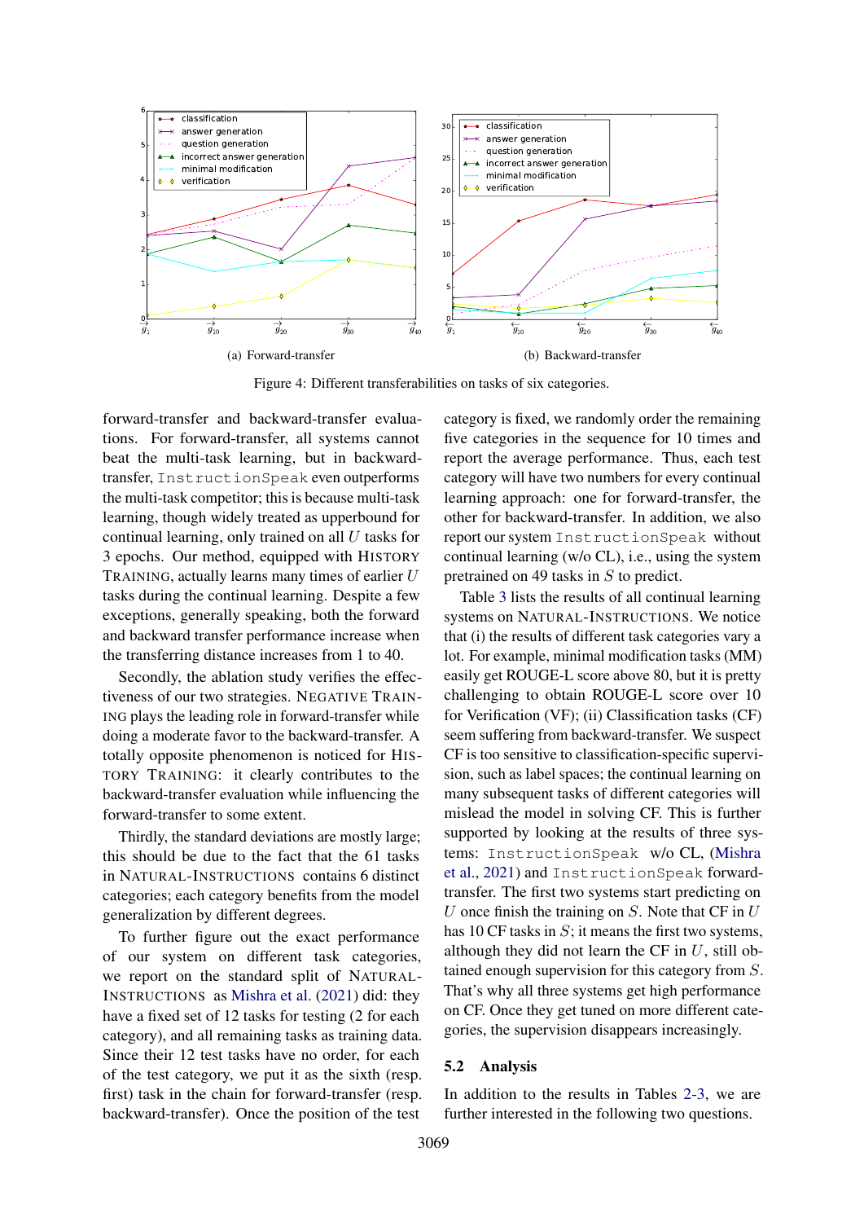(a) Forward-transfer

(b) Backward-transfer

Figure 4: Different transferabilities on tasks of six categories.

forward-transfer and backward-transfer evaluations. For forward-transfer, all systems cannot beat the multi-task learning, but in backward-transfer, `InstructionSpeak` even outperforms the multi-task competitor; this is because multi-task learning, though widely treated as upperbound for continual learning, only trained on all $U$ tasks for 3 epochs. Our method, equipped with HISTORY TRAINING, actually learns many times of earlier $U$ tasks during the continual learning. Despite a few exceptions, generally speaking, both the forward and backward transfer performance increase when the transferring distance increases from 1 to 40.

Secondly, the ablation study verifies the effectiveness of our two strategies. NEGATIVE TRAINING plays the leading role in forward-transfer while doing a moderate favor to the backward-transfer. A totally opposite phenomenon is noticed for HISTORY TRAINING: it clearly contributes to the backward-transfer evaluation while influencing the forward-transfer to some extent.

Thirdly, the standard deviations are mostly large; this should be due to the fact that the 61 tasks in NATURAL-INSTRUCTIONS contains 6 distinct categories; each category benefits from the model generalization by different degrees.

To further figure out the exact performance of our system on different task categories, we report on the standard split of NATURAL-INSTRUCTIONS as Mishra et al. (2021) did: they have a fixed set of 12 tasks for testing (2 for each category), and all remaining tasks as training data. Since their 12 test tasks have no order, for each of the test category, we put it as the sixth (resp. first) task in the chain for forward-transfer (resp. backward-transfer). Once the position of the test category is fixed, we randomly order the remaining five categories in the sequence for 10 times and report the average performance. Thus, each test category will have two numbers for every continual learning approach: one for forward-transfer, the other for backward-transfer. In addition, we also report our system `InstructionSpeak` without continual learning (w/o CL), i.e., using the system pretrained on 49 tasks in $S$ to predict.

Table 3 lists the results of all continual learning systems on NATURAL-INSTRUCTIONS. We notice that (i) the results of different task categories vary a lot. For example, minimal modification tasks (MM) easily get ROUGE-L score above 80, but it is pretty challenging to obtain ROUGE-L score over 10 for Verification (VF); (ii) Classification tasks (CF) seem suffering from backward-transfer. We suspect CF is too sensitive to classification-specific supervision, such as label spaces; the continual learning on many subsequent tasks of different categories will mislead the model in solving CF. This is further supported by looking at the results of three systems: `InstructionSpeak` w/o CL, (Mishra et al., 2021) and `InstructionSpeak` forward-transfer. The first two systems start predicting on $U$ once finish the training on $S$. Note that CF in $U$ has 10 CF tasks in $S$; it means the first two systems, although they did not learn the CF in $U$, still obtained enough supervision for this category from $S$. That's why all three systems get high performance on CF. Once they get tuned on more different categories, the supervision disappears increasingly.

## 5.2 Analysis

In addition to the results in Tables 2-3, we are further interested in the following two questions.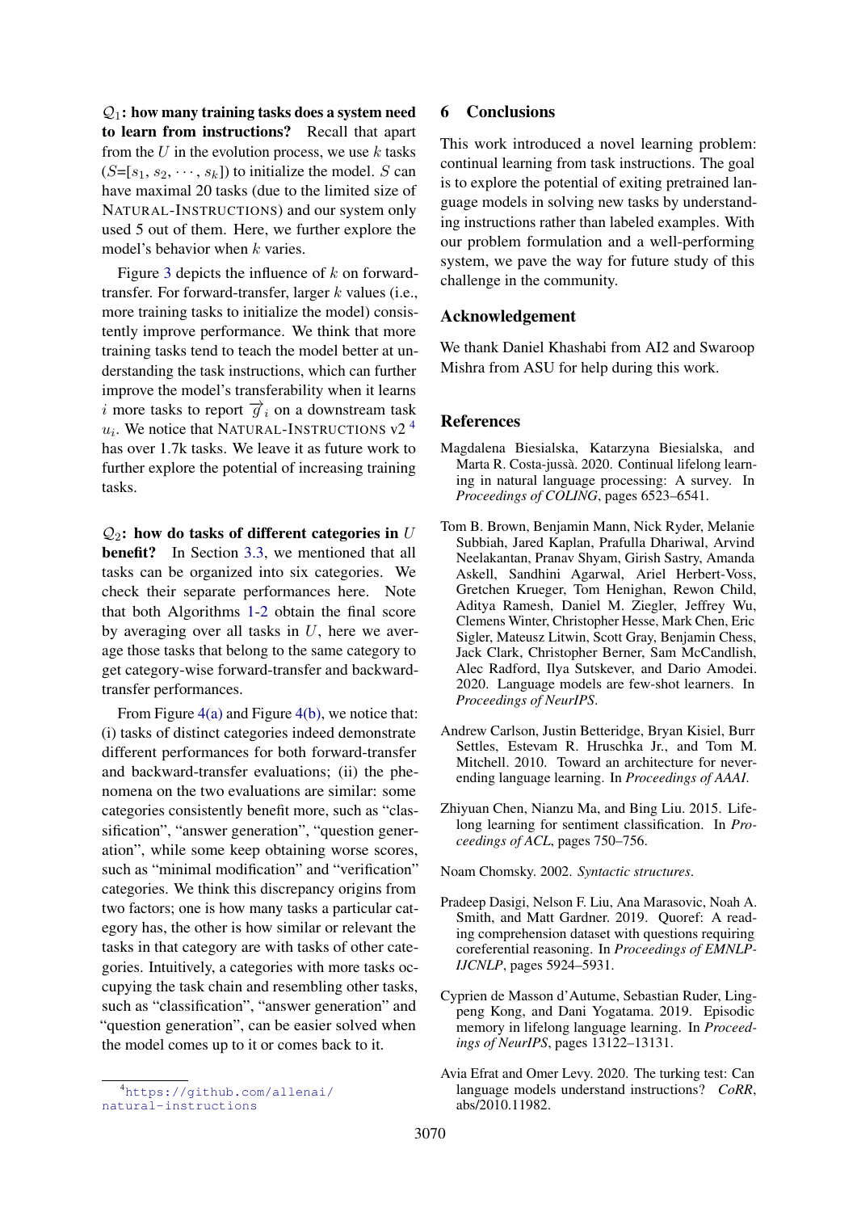$\mathcal{Q}_1$**: how many training tasks does a system need to learn from instructions?** Recall that apart from the $U$ in the evolution process, we use $k$ tasks ($S$=[$s_1$, $s_2$, $\cdots$, $s_k$]) to initialize the model. $S$ can have maximal 20 tasks (due to the limited size of NATURAL-INSTRUCTIONS) and our system only used 5 out of them. Here, we further explore the model's behavior when $k$ varies.

Figure 3 depicts the influence of $k$ on forward-transfer. For forward-transfer, larger $k$ values (i.e., more training tasks to initialize the model) consistently improve performance. We think that more training tasks tend to teach the model better at understanding the task instructions, which can further improve the model's transferability when it learns $i$ more tasks to report $\overrightarrow{g}_i$ on a downstream task $u_i$. We notice that NATURAL-INSTRUCTIONS v2 [4] has over 1.7k tasks. We leave it as future work to further explore the potential of increasing training tasks.

$\mathcal{Q}_2$**: how do tasks of different categories in** $U$ **benefit?** In Section 3.3, we mentioned that all tasks can be organized into six categories. We check their separate performances here. Note that both Algorithms 1-2 obtain the final score by averaging over all tasks in $U$, here we average those tasks that belong to the same category to get category-wise forward-transfer and backward-transfer performances.

From Figure 4(a) and Figure 4(b), we notice that: (i) tasks of distinct categories indeed demonstrate different performances for both forward-transfer and backward-transfer evaluations; (ii) the phenomena on the two evaluations are similar: some categories consistently benefit more, such as "classification", "answer generation", "question generation", while some keep obtaining worse scores, such as "minimal modification" and "verification" categories. We think this discrepancy origins from two factors; one is how many tasks a particular category has, the other is how similar or relevant the tasks in that category are with tasks of other categories. Intuitively, a categories with more tasks occupying the task chain and resembling other tasks, such as "classification", "answer generation" and "question generation", can be easier solved when the model comes up to it or comes back to it.

[4] https://github.com/allenai/natural-instructions

## 6 Conclusions

This work introduced a novel learning problem: continual learning from task instructions. The goal is to explore the potential of exiting pretrained language models in solving new tasks by understanding instructions rather than labeled examples. With our problem formulation and a well-performing system, we pave the way for future study of this challenge in the community.

## Acknowledgement

We thank Daniel Khashabi from AI2 and Swaroop Mishra from ASU for help during this work.

## References

Magdalena Biesialska, Katarzyna Biesialska, and Marta R. Costa-jussà. 2020. Continual lifelong learning in natural language processing: A survey. In *Proceedings of COLING*, pages 6523–6541.

Tom B. Brown, Benjamin Mann, Nick Ryder, Melanie Subbiah, Jared Kaplan, Prafulla Dhariwal, Arvind Neelakantan, Pranav Shyam, Girish Sastry, Amanda Askell, Sandhini Agarwal, Ariel Herbert-Voss, Gretchen Krueger, Tom Henighan, Rewon Child, Aditya Ramesh, Daniel M. Ziegler, Jeffrey Wu, Clemens Winter, Christopher Hesse, Mark Chen, Eric Sigler, Mateusz Litwin, Scott Gray, Benjamin Chess, Jack Clark, Christopher Berner, Sam McCandlish, Alec Radford, Ilya Sutskever, and Dario Amodei. 2020. Language models are few-shot learners. In *Proceedings of NeurIPS*.

Andrew Carlson, Justin Betteridge, Bryan Kisiel, Burr Settles, Estevam R. Hruschka Jr., and Tom M. Mitchell. 2010. Toward an architecture for never-ending language learning. In *Proceedings of AAAI*.

Zhiyuan Chen, Nianzu Ma, and Bing Liu. 2015. Lifelong learning for sentiment classification. In *Proceedings of ACL*, pages 750–756.

Noam Chomsky. 2002. *Syntactic structures*.

Pradeep Dasigi, Nelson F. Liu, Ana Marasovic, Noah A. Smith, and Matt Gardner. 2019. Quoref: A reading comprehension dataset with questions requiring coreferential reasoning. In *Proceedings of EMNLP-IJCNLP*, pages 5924–5931.

Cyprien de Masson d'Autume, Sebastian Ruder, Lingpeng Kong, and Dani Yogatama. 2019. Episodic memory in lifelong language learning. In *Proceedings of NeurIPS*, pages 13122–13131.

Avia Efrat and Omer Levy. 2020. The turking test: Can language models understand instructions? *CoRR*, abs/2010.11982.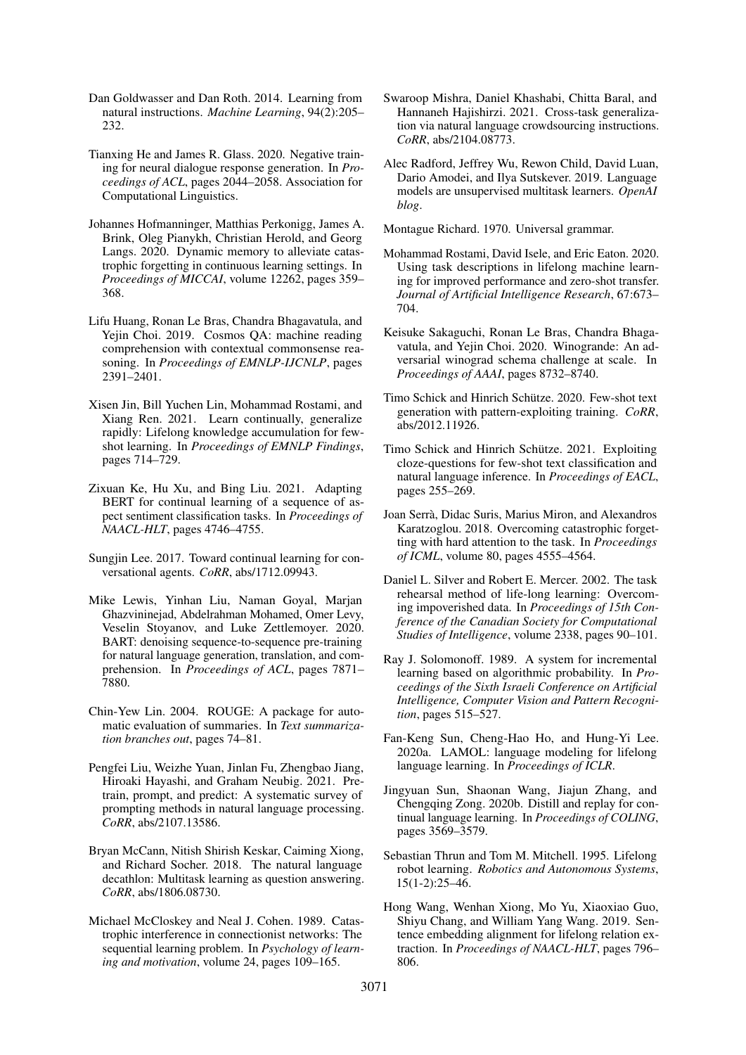Dan Goldwasser and Dan Roth. 2014. Learning from natural instructions. *Machine Learning*, 94(2):205–232.

Tianxing He and James R. Glass. 2020. Negative training for neural dialogue response generation. In *Proceedings of ACL*, pages 2044–2058. Association for Computational Linguistics.

Johannes Hofmanninger, Matthias Perkonigg, James A. Brink, Oleg Pianykh, Christian Herold, and Georg Langs. 2020. Dynamic memory to alleviate catastrophic forgetting in continuous learning settings. In *Proceedings of MICCAI*, volume 12262, pages 359–368.

Lifu Huang, Ronan Le Bras, Chandra Bhagavatula, and Yejin Choi. 2019. Cosmos QA: machine reading comprehension with contextual commonsense reasoning. In *Proceedings of EMNLP-IJCNLP*, pages 2391–2401.

Xisen Jin, Bill Yuchen Lin, Mohammad Rostami, and Xiang Ren. 2021. Learn continually, generalize rapidly: Lifelong knowledge accumulation for few-shot learning. In *Proceedings of EMNLP Findings*, pages 714–729.

Zixuan Ke, Hu Xu, and Bing Liu. 2021. Adapting BERT for continual learning of a sequence of aspect sentiment classification tasks. In *Proceedings of NAACL-HLT*, pages 4746–4755.

Sungjin Lee. 2017. Toward continual learning for conversational agents. *CoRR*, abs/1712.09943.

Mike Lewis, Yinhan Liu, Naman Goyal, Marjan Ghazvininejad, Abdelrahman Mohamed, Omer Levy, Veselin Stoyanov, and Luke Zettlemoyer. 2020. BART: denoising sequence-to-sequence pre-training for natural language generation, translation, and comprehension. In *Proceedings of ACL*, pages 7871–7880.

Chin-Yew Lin. 2004. ROUGE: A package for automatic evaluation of summaries. In *Text summarization branches out*, pages 74–81.

Pengfei Liu, Weizhe Yuan, Jinlan Fu, Zhengbao Jiang, Hiroaki Hayashi, and Graham Neubig. 2021. Pre-train, prompt, and predict: A systematic survey of prompting methods in natural language processing. *CoRR*, abs/2107.13586.

Bryan McCann, Nitish Shirish Keskar, Caiming Xiong, and Richard Socher. 2018. The natural language decathlon: Multitask learning as question answering. *CoRR*, abs/1806.08730.

Michael McCloskey and Neal J. Cohen. 1989. Catastrophic interference in connectionist networks: The sequential learning problem. In *Psychology of learning and motivation*, volume 24, pages 109–165.

Swaroop Mishra, Daniel Khashabi, Chitta Baral, and Hannaneh Hajishirzi. 2021. Cross-task generalization via natural language crowdsourcing instructions. *CoRR*, abs/2104.08773.

Alec Radford, Jeffrey Wu, Rewon Child, David Luan, Dario Amodei, and Ilya Sutskever. 2019. Language models are unsupervised multitask learners. *OpenAI blog*.

Montague Richard. 1970. Universal grammar.

Mohammad Rostami, David Isele, and Eric Eaton. 2020. Using task descriptions in lifelong machine learning for improved performance and zero-shot transfer. *Journal of Artificial Intelligence Research*, 67:673–704.

Keisuke Sakaguchi, Ronan Le Bras, Chandra Bhagavatula, and Yejin Choi. 2020. Winogrande: An adversarial winograd schema challenge at scale. In *Proceedings of AAAI*, pages 8732–8740.

Timo Schick and Hinrich Schütze. 2020. Few-shot text generation with pattern-exploiting training. *CoRR*, abs/2012.11926.

Timo Schick and Hinrich Schütze. 2021. Exploiting cloze-questions for few-shot text classification and natural language inference. In *Proceedings of EACL*, pages 255–269.

Joan Serrà, Didac Suris, Marius Miron, and Alexandros Karatzoglou. 2018. Overcoming catastrophic forgetting with hard attention to the task. In *Proceedings of ICML*, volume 80, pages 4555–4564.

Daniel L. Silver and Robert E. Mercer. 2002. The task rehearsal method of life-long learning: Overcoming impoverished data. In *Proceedings of 15th Conference of the Canadian Society for Computational Studies of Intelligence*, volume 2338, pages 90–101.

Ray J. Solomonoff. 1989. A system for incremental learning based on algorithmic probability. In *Proceedings of the Sixth Israeli Conference on Artificial Intelligence, Computer Vision and Pattern Recognition*, pages 515–527.

Fan-Keng Sun, Cheng-Hao Ho, and Hung-Yi Lee. 2020a. LAMOL: language modeling for lifelong language learning. In *Proceedings of ICLR*.

Jingyuan Sun, Shaonan Wang, Jiajun Zhang, and Chengqing Zong. 2020b. Distill and replay for continual language learning. In *Proceedings of COLING*, pages 3569–3579.

Sebastian Thrun and Tom M. Mitchell. 1995. Lifelong robot learning. *Robotics and Autonomous Systems*, 15(1-2):25–46.

Hong Wang, Wenhan Xiong, Mo Yu, Xiaoxiao Guo, Shiyu Chang, and William Yang Wang. 2019. Sentence embedding alignment for lifelong relation extraction. In *Proceedings of NAACL-HLT*, pages 796–806.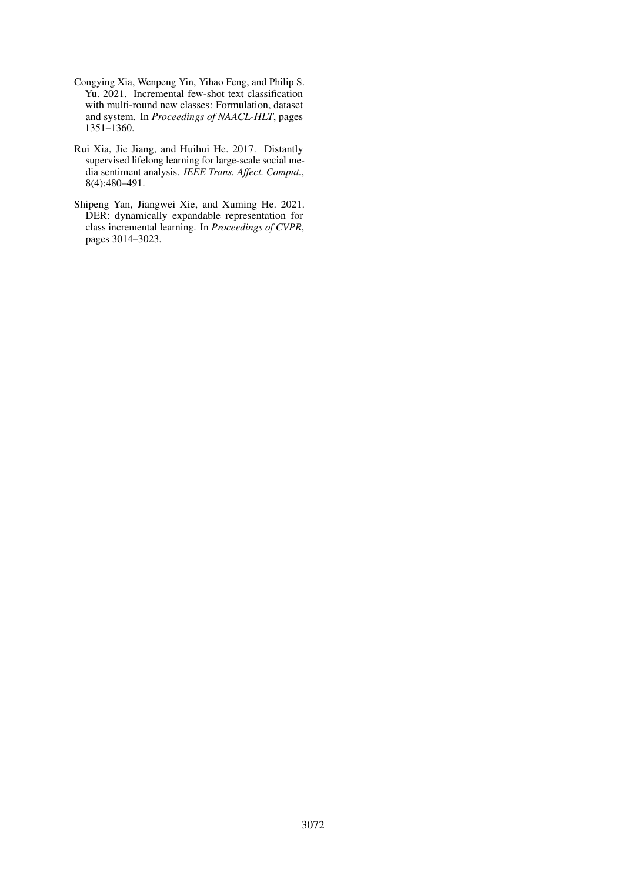Congying Xia, Wenpeng Yin, Yihao Feng, and Philip S. Yu. 2021. Incremental few-shot text classification with multi-round new classes: Formulation, dataset and system. In *Proceedings of NAACL-HLT*, pages 1351–1360.

Rui Xia, Jie Jiang, and Huihui He. 2017. Distantly supervised lifelong learning for large-scale social media sentiment analysis. *IEEE Trans. Affect. Comput.*, 8(4):480–491.

Shipeng Yan, Jiangwei Xie, and Xuming He. 2021. DER: dynamically expandable representation for class incremental learning. In *Proceedings of CVPR*, pages 3014–3023.